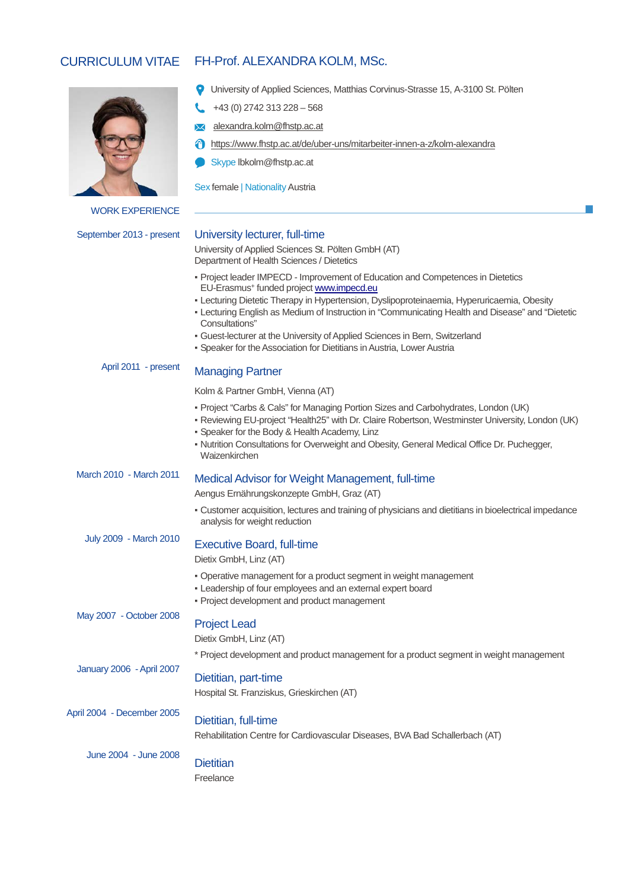# CURRICULUM VITAE

# FH-Prof. ALEXANDRA KOLM, MSc.

University of Applied Sciences, Matthias Corvinus-Strasse 15, A-3100 St. Pölten

+43 (0) 2742 313 228 – 568

alexandra.kolm@fhstp.ac.at

https://www.fhstp.ac.at/de/uber-uns/mitarbeiter-innen-a-z/kolm-alexandra

Skype lbkolm@fhstp.ac.at

Sex female | Nationality Austria

## WORK EXPERIENCE

**September 2013 - present**

### University lecturer, full-time

University of Applied Sciences St. Pölten GmbH (AT)
Department of Health Sciences / Dietetics

- Project leader IMPECD - Improvement of Education and Competences in Dietetics EU-Erasmus+ funded project www.impecd.eu
- Lecturing Dietetic Therapy in Hypertension, Dyslipoproteinaemia, Hyperuricaemia, Obesity
- Lecturing English as Medium of Instruction in "Communicating Health and Disease" and "Dietetic Consultations"
- Guest-lecturer at the University of Applied Sciences in Bern, Switzerland
- Speaker for the Association for Dietitians in Austria, Lower Austria

**April 2011 - present**

### Managing Partner

Kolm & Partner GmbH, Vienna (AT)

- Project "Carbs & Cals" for Managing Portion Sizes and Carbohydrates, London (UK)
- Reviewing EU-project "Health25" with Dr. Claire Robertson, Westminster University, London (UK)
- Speaker for the Body & Health Academy, Linz
- Nutrition Consultations for Overweight and Obesity, General Medical Office Dr. Puchegger, Waizenkirchen

**March 2010 - March 2011**

### Medical Advisor for Weight Management, full-time

Aengus Ernährungskonzepte GmbH, Graz (AT)

- Customer acquisition, lectures and training of physicians and dietitians in bioelectrical impedance analysis for weight reduction

**July 2009 - March 2010**

### Executive Board, full-time

Dietix GmbH, Linz (AT)

- Operative management for a product segment in weight management
- Leadership of four employees and an external expert board
- Project development and product management

**May 2007 - October 2008**

### Project Lead

Dietix GmbH, Linz (AT)

* Project development and product management for a product segment in weight management

**January 2006 - April 2007**

### Dietitian, part-time

Hospital St. Franziskus, Grieskirchen (AT)

**April 2004 - December 2005**

### Dietitian, full-time

Rehabilitation Centre for Cardiovascular Diseases, BVA Bad Schallerbach (AT)

**June 2004 - June 2008**

### Dietitian

Freelance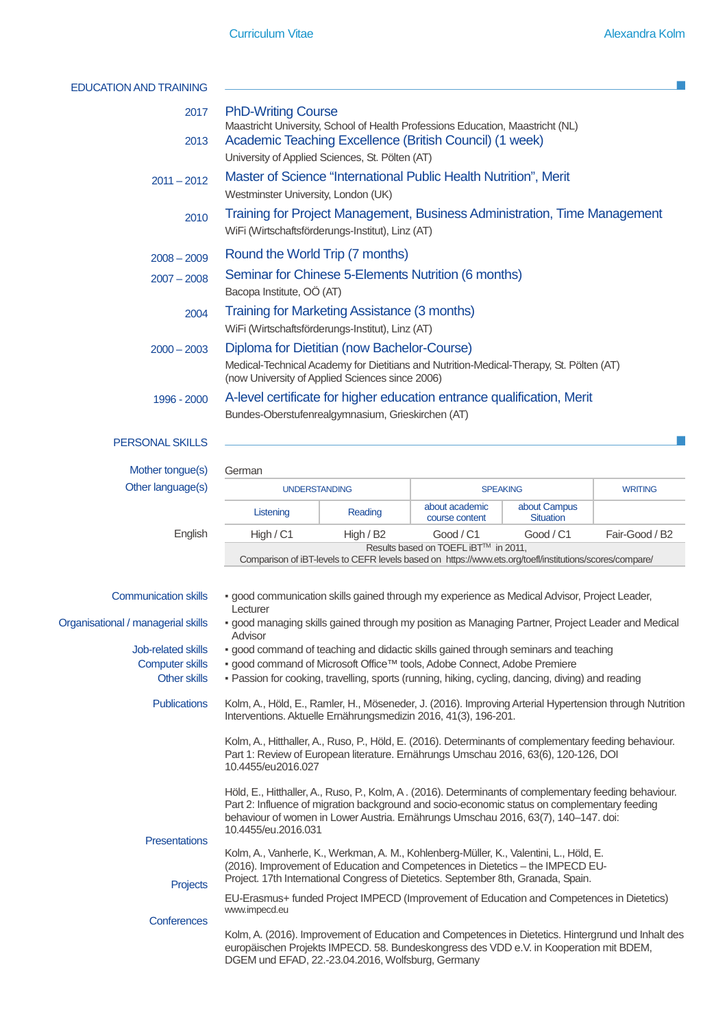## EDUCATION AND TRAINING

**2017** — PhD-Writing Course
Maastricht University, School of Health Professions Education, Maastricht (NL)

**2013** — Academic Teaching Excellence (British Council) (1 week)
University of Applied Sciences, St. Pölten (AT)

**2011 – 2012** — Master of Science “International Public Health Nutrition”, Merit
Westminster University, London (UK)

**2010** — Training for Project Management, Business Administration, Time Management
WiFi (Wirtschaftsförderungs-Institut), Linz (AT)

**2008 – 2009** — Round the World Trip (7 months)

**2007 – 2008** — Seminar for Chinese 5-Elements Nutrition (6 months)
Bacopa Institute, OÖ (AT)

**2004** — Training for Marketing Assistance (3 months)
WiFi (Wirtschaftsförderungs-Institut), Linz (AT)

**2000 – 2003** — Diploma for Dietitian (now Bachelor-Course)
Medical-Technical Academy for Dietitians and Nutrition-Medical-Therapy, St. Pölten (AT)
(now University of Applied Sciences since 2006)

**1996 - 2000** — A-level certificate for higher education entrance qualification, Merit
Bundes-Oberstufenrealgymnasium, Grieskirchen (AT)

## PERSONAL SKILLS

**Mother tongue(s)** German

**Other language(s)**

| | UNDERSTANDING | | SPEAKING | | WRITING |
|---|---|---|---|---|---|
| | Listening | Reading | about academic course content | about Campus Situation | |
| English | High / C1 | High / B2 | Good / C1 | Good / C1 | Fair-Good / B2 |

Results based on TOEFL iBT™ in 2011,
Comparison of iBT-levels to CEFR levels based on https://www.ets.org/toefl/institutions/scores/compare/

**Communication skills**
- good communication skills gained through my experience as Medical Advisor, Project Leader, Lecturer

**Organisational / managerial skills**
- good managing skills gained through my position as Managing Partner, Project Leader and Medical Advisor

**Job-related skills**
- good command of teaching and didactic skills gained through seminars and teaching

**Computer skills**
- good command of Microsoft Office™ tools, Adobe Connect, Adobe Premiere

**Other skills**
- Passion for cooking, travelling, sports (running, hiking, cycling, dancing, diving) and reading

**Publications**

Kolm, A., Höld, E., Ramler, H., Möseneder, J. (2016). Improving Arterial Hypertension through Nutrition Interventions. Aktuelle Ernährungsmedizin 2016, 41(3), 196-201.

Kolm, A., Hitthaller, A., Ruso, P., Höld, E. (2016). Determinants of complementary feeding behaviour. Part 1: Review of European literature. Ernährungs Umschau 2016, 63(6), 120-126, DOI 10.4455/eu2016.027

Höld, E., Hitthaller, A., Ruso, P., Kolm, A . (2016). Determinants of complementary feeding behaviour. Part 2: Influence of migration background and socio-economic status on complementary feeding behaviour of women in Lower Austria. Ernährungs Umschau 2016, 63(7), 140–147. doi: 10.4455/eu.2016.031

**Presentations**

Kolm, A., Vanherle, K., Werkman, A. M., Kohlenberg-Müller, K., Valentini, L., Höld, E. (2016). Improvement of Education and Competences in Dietetics – the IMPECD EU-Project. 17th International Congress of Dietetics. September 8th, Granada, Spain.

**Projects**

EU-Erasmus+ funded Project IMPECD (Improvement of Education and Competences in Dietetics)
www.impecd.eu

**Conferences**

Kolm, A. (2016). Improvement of Education and Competences in Dietetics. Hintergrund und Inhalt des europäischen Projekts IMPECD. 58. Bundeskongress des VDD e.V. in Kooperation mit BDEM, DGEM und EFAD, 22.-23.04.2016, Wolfsburg, Germany